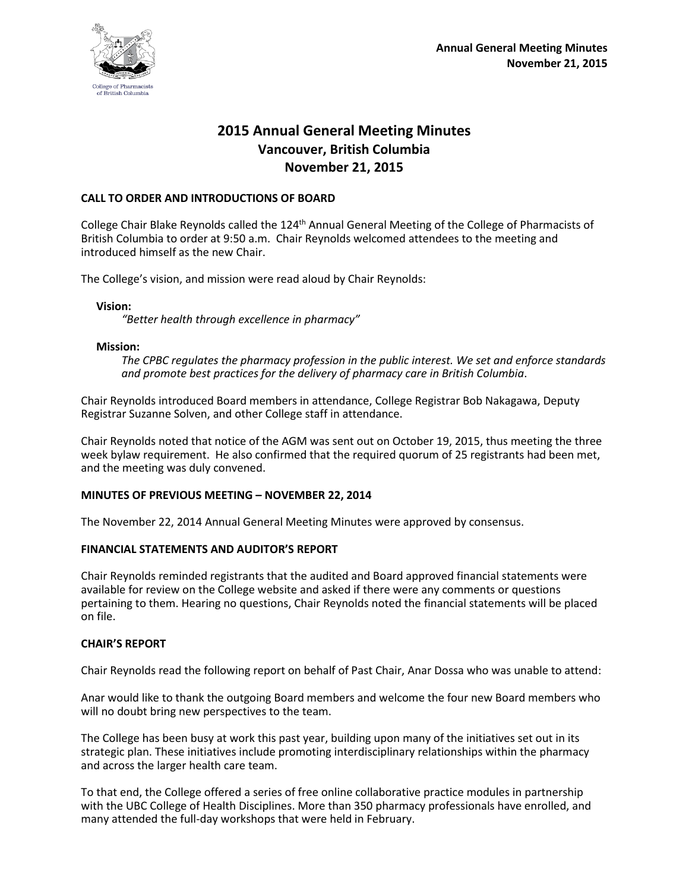# 2015 Annual General Meeting Minutes
## Vancouver, British Columbia
## November 21, 2015

### CALL TO ORDER AND INTRODUCTIONS OF BOARD

College Chair Blake Reynolds called the 124th Annual General Meeting of the College of Pharmacists of British Columbia to order at 9:50 a.m. Chair Reynolds welcomed attendees to the meeting and introduced himself as the new Chair.

The College's vision, and mission were read aloud by Chair Reynolds:

**Vision:**

*"Better health through excellence in pharmacy"*

**Mission:**

*The CPBC regulates the pharmacy profession in the public interest. We set and enforce standards and promote best practices for the delivery of pharmacy care in British Columbia*.

Chair Reynolds introduced Board members in attendance, College Registrar Bob Nakagawa, Deputy Registrar Suzanne Solven, and other College staff in attendance.

Chair Reynolds noted that notice of the AGM was sent out on October 19, 2015, thus meeting the three week bylaw requirement. He also confirmed that the required quorum of 25 registrants had been met, and the meeting was duly convened.

### MINUTES OF PREVIOUS MEETING – NOVEMBER 22, 2014

The November 22, 2014 Annual General Meeting Minutes were approved by consensus.

### FINANCIAL STATEMENTS AND AUDITOR'S REPORT

Chair Reynolds reminded registrants that the audited and Board approved financial statements were available for review on the College website and asked if there were any comments or questions pertaining to them. Hearing no questions, Chair Reynolds noted the financial statements will be placed on file.

### CHAIR'S REPORT

Chair Reynolds read the following report on behalf of Past Chair, Anar Dossa who was unable to attend:

Anar would like to thank the outgoing Board members and welcome the four new Board members who will no doubt bring new perspectives to the team.

The College has been busy at work this past year, building upon many of the initiatives set out in its strategic plan. These initiatives include promoting interdisciplinary relationships within the pharmacy and across the larger health care team.

To that end, the College offered a series of free online collaborative practice modules in partnership with the UBC College of Health Disciplines. More than 350 pharmacy professionals have enrolled, and many attended the full-day workshops that were held in February.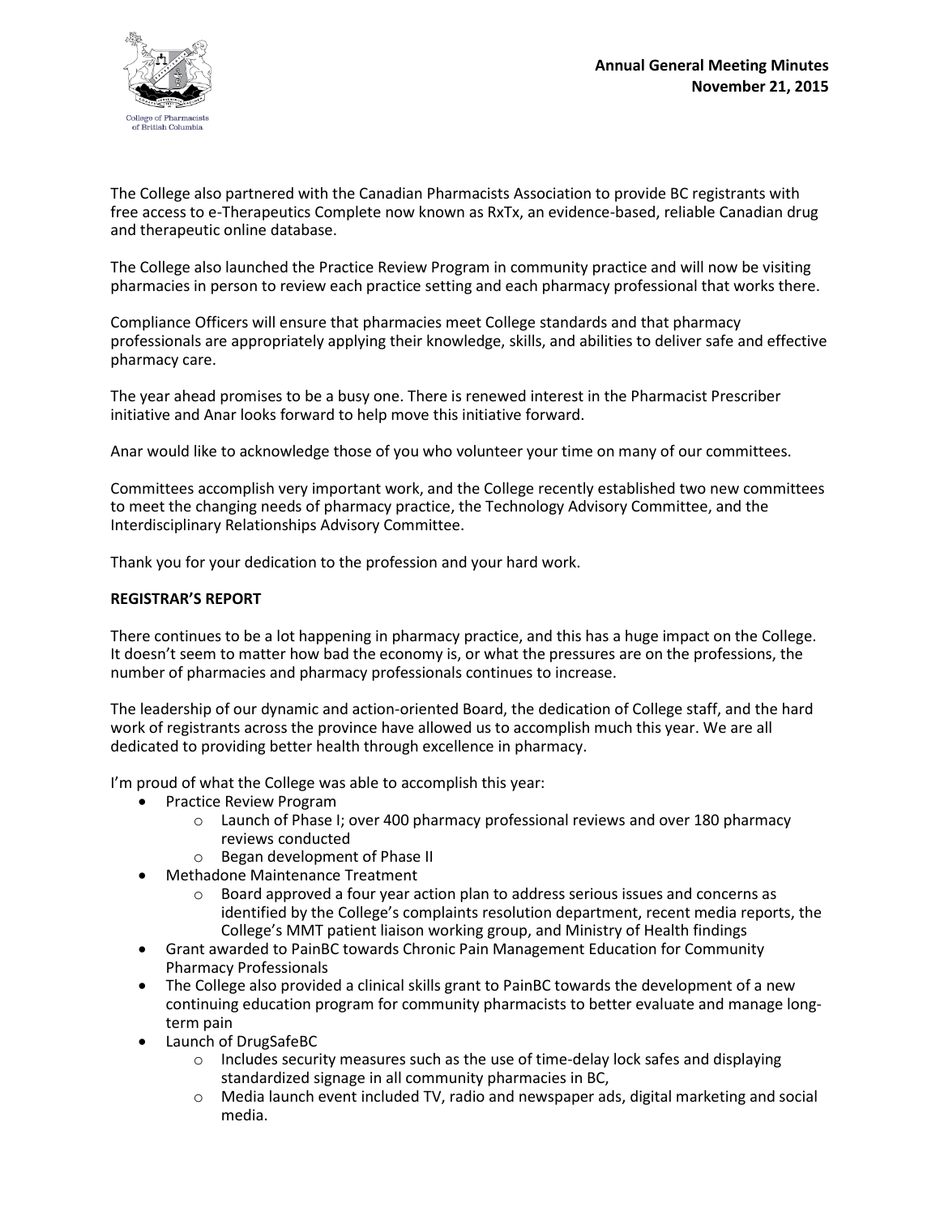The College also partnered with the Canadian Pharmacists Association to provide BC registrants with free access to e-Therapeutics Complete now known as RxTx, an evidence-based, reliable Canadian drug and therapeutic online database.

The College also launched the Practice Review Program in community practice and will now be visiting pharmacies in person to review each practice setting and each pharmacy professional that works there.

Compliance Officers will ensure that pharmacies meet College standards and that pharmacy professionals are appropriately applying their knowledge, skills, and abilities to deliver safe and effective pharmacy care.

The year ahead promises to be a busy one. There is renewed interest in the Pharmacist Prescriber initiative and Anar looks forward to help move this initiative forward.

Anar would like to acknowledge those of you who volunteer your time on many of our committees.

Committees accomplish very important work, and the College recently established two new committees to meet the changing needs of pharmacy practice, the Technology Advisory Committee, and the Interdisciplinary Relationships Advisory Committee.

Thank you for your dedication to the profession and your hard work.

**REGISTRAR'S REPORT**

There continues to be a lot happening in pharmacy practice, and this has a huge impact on the College. It doesn't seem to matter how bad the economy is, or what the pressures are on the professions, the number of pharmacies and pharmacy professionals continues to increase.

The leadership of our dynamic and action-oriented Board, the dedication of College staff, and the hard work of registrants across the province have allowed us to accomplish much this year. We are all dedicated to providing better health through excellence in pharmacy.

I'm proud of what the College was able to accomplish this year:

- Practice Review Program
  - Launch of Phase I; over 400 pharmacy professional reviews and over 180 pharmacy reviews conducted
  - Began development of Phase II
- Methadone Maintenance Treatment
  - Board approved a four year action plan to address serious issues and concerns as identified by the College's complaints resolution department, recent media reports, the College's MMT patient liaison working group, and Ministry of Health findings
- Grant awarded to PainBC towards Chronic Pain Management Education for Community Pharmacy Professionals
- The College also provided a clinical skills grant to PainBC towards the development of a new continuing education program for community pharmacists to better evaluate and manage long-term pain
- Launch of DrugSafeBC
  - Includes security measures such as the use of time-delay lock safes and displaying standardized signage in all community pharmacies in BC,
  - Media launch event included TV, radio and newspaper ads, digital marketing and social media.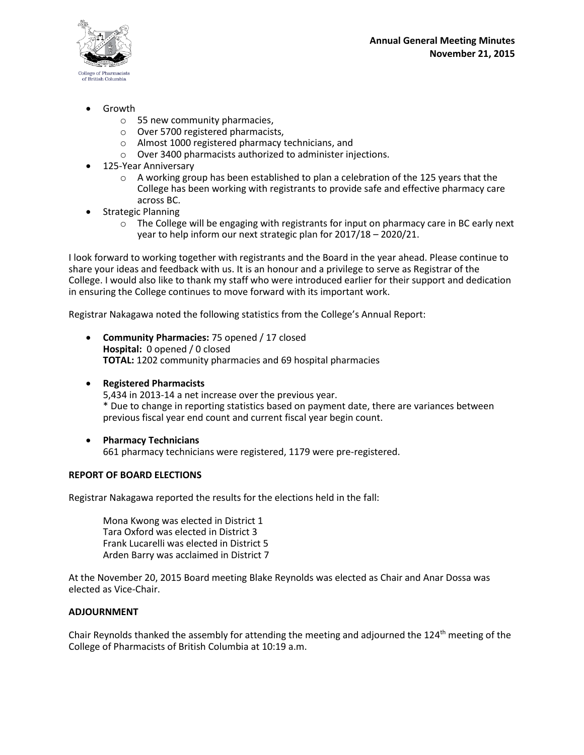- Growth
  - 55 new community pharmacies,
  - Over 5700 registered pharmacists,
  - Almost 1000 registered pharmacy technicians, and
  - Over 3400 pharmacists authorized to administer injections.
- 125-Year Anniversary
  - A working group has been established to plan a celebration of the 125 years that the College has been working with registrants to provide safe and effective pharmacy care across BC.
- Strategic Planning
  - The College will be engaging with registrants for input on pharmacy care in BC early next year to help inform our next strategic plan for 2017/18 – 2020/21.

I look forward to working together with registrants and the Board in the year ahead. Please continue to share your ideas and feedback with us. It is an honour and a privilege to serve as Registrar of the College. I would also like to thank my staff who were introduced earlier for their support and dedication in ensuring the College continues to move forward with its important work.

Registrar Nakagawa noted the following statistics from the College's Annual Report:

- **Community Pharmacies:** 75 opened / 17 closed
  **Hospital:** 0 opened / 0 closed
  **TOTAL:** 1202 community pharmacies and 69 hospital pharmacies

- **Registered Pharmacists**
  5,434 in 2013-14 a net increase over the previous year.
  * Due to change in reporting statistics based on payment date, there are variances between previous fiscal year end count and current fiscal year begin count.

- **Pharmacy Technicians**
  661 pharmacy technicians were registered, 1179 were pre-registered.

**REPORT OF BOARD ELECTIONS**

Registrar Nakagawa reported the results for the elections held in the fall:

Mona Kwong was elected in District 1
Tara Oxford was elected in District 3
Frank Lucarelli was elected in District 5
Arden Barry was acclaimed in District 7

At the November 20, 2015 Board meeting Blake Reynolds was elected as Chair and Anar Dossa was elected as Vice-Chair.

**ADJOURNMENT**

Chair Reynolds thanked the assembly for attending the meeting and adjourned the 124th meeting of the College of Pharmacists of British Columbia at 10:19 a.m.